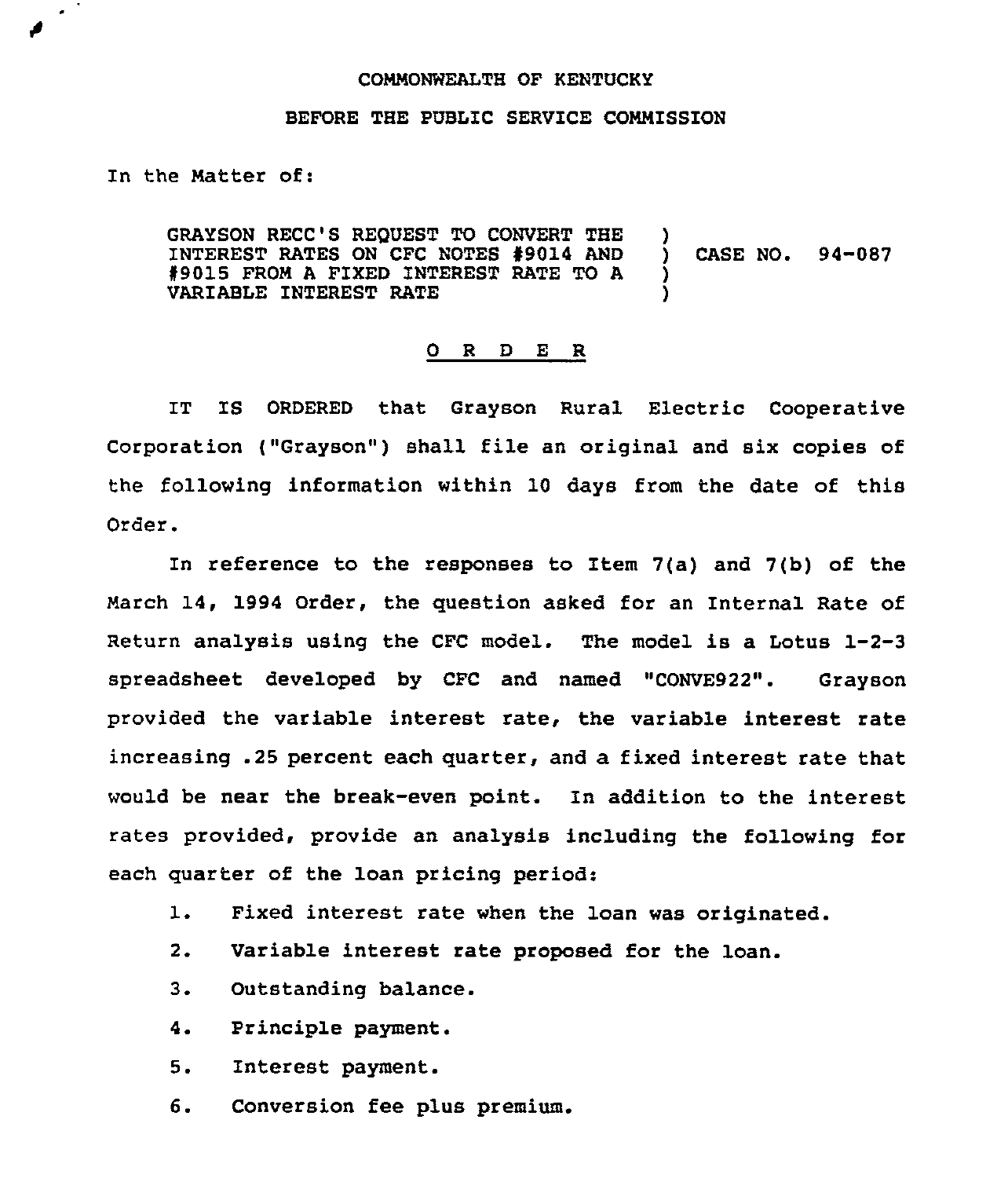COMMONWEALTH OF KENTUCKY

BEFORE THE PUBLIC SERVICE COMMISSION

In the Matter of:

GRAYSON RECC'S REQUEST TO CONVERT THE INTEREST RATES ON CFC NOTES #9014 AND #9015 FROM A FIXED INTEREST RATE TO A VARIABLE INTEREST RATE ) CASE NO. 94-087

## O R D E R

IT IS ORDERED that Grayson Rural Electric Cooperative Corporation ("Grayson") shall file an original and six copies of the following information within 10 days from the date of this Order.

In reference to the responses to Item 7(a) and 7(b) of the March 14, 1994 Order, the question asked for an Internal Rate of Return analysis using the CFC model. The model is a Lotus 1-2-3 spreadsheet developed by CFC and named "CONVE922". Grayson provided the variable interest rate, the variable interest rate increasing .25 percent each quarter, and a fixed interest rate that would be near the break-even point. In addition to the interest rates provided, provide an analysis including the following for each quarter of the loan pricing period:

1. Fixed interest rate when the loan was originated.
2. Variable interest rate proposed for the loan.
3. Outstanding balance.
4. Principle payment.
5. Interest payment.
6. Conversion fee plus premium.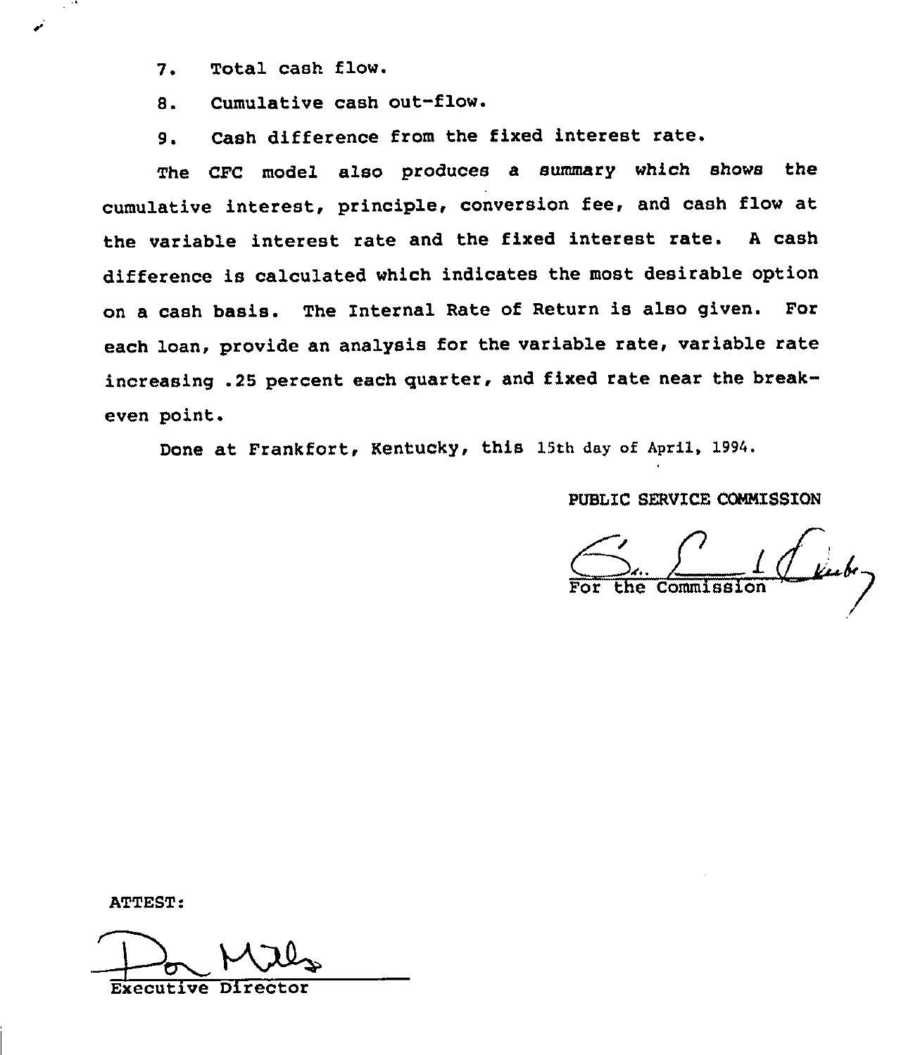7. Total cash flow.

8. Cumulative cash out-flow.

9. Cash difference from the fixed interest rate.

The CFC model also produces a summary which shows the cumulative interest, principle, conversion fee, and cash flow at the variable interest rate and the fixed interest rate. A cash difference is calculated which indicates the most desirable option on a cash basis. The Internal Rate of Return is also given. For each loan, provide an analysis for the variable rate, variable rate increasing .25 percent each quarter, and fixed rate near the break-even point.

Done at Frankfort, Kentucky, this 15th day of April, 1994.

PUBLIC SERVICE COMMISSION

For the Commission

ATTEST:

Executive Director